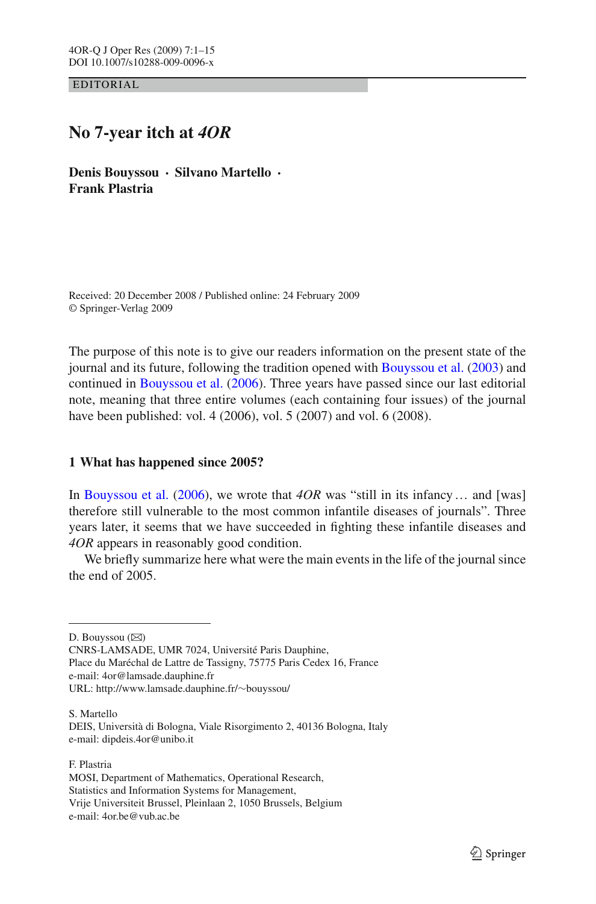EDITORIAL

# No 7-year itch at *4OR*

**Denis Bouyssou · Silvano Martello · Frank Plastria**

Received: 20 December 2008 / Published online: 24 February 2009
© Springer-Verlag 2009

The purpose of this note is to give our readers information on the present state of the journal and its future, following the tradition opened with Bouyssou et al. (2003) and continued in Bouyssou et al. (2006). Three years have passed since our last editorial note, meaning that three entire volumes (each containing four issues) of the journal have been published: vol. 4 (2006), vol. 5 (2007) and vol. 6 (2008).

## 1 What has happened since 2005?

In Bouyssou et al. (2006), we wrote that *4OR* was "still in its infancy … and [was] therefore still vulnerable to the most common infantile diseases of journals". Three years later, it seems that we have succeeded in fighting these infantile diseases and *4OR* appears in reasonably good condition.

We briefly summarize here what were the main events in the life of the journal since the end of 2005.

---

D. Bouyssou (✉)
CNRS-LAMSADE, UMR 7024, Université Paris Dauphine,
Place du Maréchal de Lattre de Tassigny, 75775 Paris Cedex 16, France
e-mail: 4or@lamsade.dauphine.fr
URL: http://www.lamsade.dauphine.fr/~bouyssou/

S. Martello
DEIS, Università di Bologna, Viale Risorgimento 2, 40136 Bologna, Italy
e-mail: dipdeis.4or@unibo.it

F. Plastria
MOSI, Department of Mathematics, Operational Research,
Statistics and Information Systems for Management,
Vrije Universiteit Brussel, Pleinlaan 2, 1050 Brussels, Belgium
e-mail: 4or.be@vub.ac.be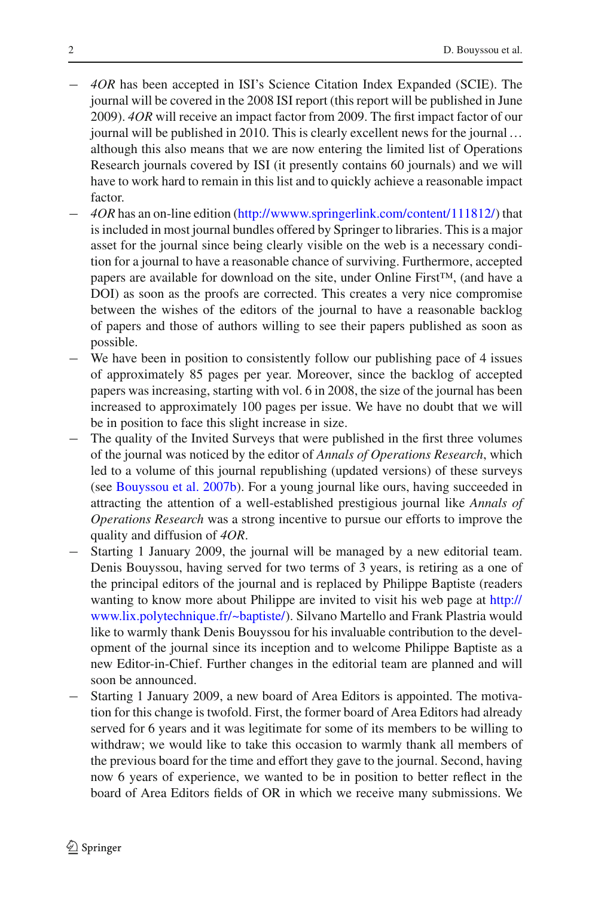- *4OR* has been accepted in ISI's Science Citation Index Expanded (SCIE). The journal will be covered in the 2008 ISI report (this report will be published in June 2009). *4OR* will receive an impact factor from 2009. The first impact factor of our journal will be published in 2010. This is clearly excellent news for the journal … although this also means that we are now entering the limited list of Operations Research journals covered by ISI (it presently contains 60 journals) and we will have to work hard to remain in this list and to quickly achieve a reasonable impact factor.
- *4OR* has an on-line edition (http://wwww.springerlink.com/content/111812/) that is included in most journal bundles offered by Springer to libraries. This is a major asset for the journal since being clearly visible on the web is a necessary condition for a journal to have a reasonable chance of surviving. Furthermore, accepted papers are available for download on the site, under Online First™, (and have a DOI) as soon as the proofs are corrected. This creates a very nice compromise between the wishes of the editors of the journal to have a reasonable backlog of papers and those of authors willing to see their papers published as soon as possible.
- We have been in position to consistently follow our publishing pace of 4 issues of approximately 85 pages per year. Moreover, since the backlog of accepted papers was increasing, starting with vol. 6 in 2008, the size of the journal has been increased to approximately 100 pages per issue. We have no doubt that we will be in position to face this slight increase in size.
- The quality of the Invited Surveys that were published in the first three volumes of the journal was noticed by the editor of *Annals of Operations Research*, which led to a volume of this journal republishing (updated versions) of these surveys (see Bouyssou et al. 2007b). For a young journal like ours, having succeeded in attracting the attention of a well-established prestigious journal like *Annals of Operations Research* was a strong incentive to pursue our efforts to improve the quality and diffusion of *4OR*.
- Starting 1 January 2009, the journal will be managed by a new editorial team. Denis Bouyssou, having served for two terms of 3 years, is retiring as a one of the principal editors of the journal and is replaced by Philippe Baptiste (readers wanting to know more about Philippe are invited to visit his web page at http://www.lix.polytechnique.fr/~baptiste/). Silvano Martello and Frank Plastria would like to warmly thank Denis Bouyssou for his invaluable contribution to the development of the journal since its inception and to welcome Philippe Baptiste as a new Editor-in-Chief. Further changes in the editorial team are planned and will soon be announced.
- Starting 1 January 2009, a new board of Area Editors is appointed. The motivation for this change is twofold. First, the former board of Area Editors had already served for 6 years and it was legitimate for some of its members to be willing to withdraw; we would like to take this occasion to warmly thank all members of the previous board for the time and effort they gave to the journal. Second, having now 6 years of experience, we wanted to be in position to better reflect in the board of Area Editors fields of OR in which we receive many submissions. We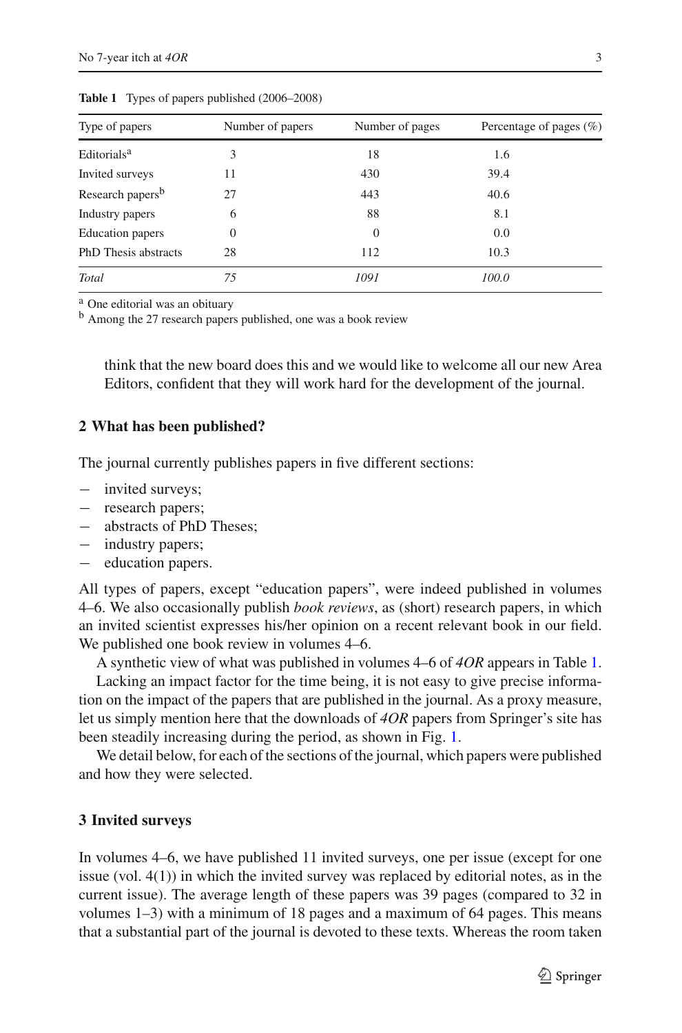**Table 1** Types of papers published (2006–2008)

| Type of papers | Number of papers | Number of pages | Percentage of pages (%) |
|---|---|---|---|
| Editorials[a] | 3 | 18 | 1.6 |
| Invited surveys | 11 | 430 | 39.4 |
| Research papers[b] | 27 | 443 | 40.6 |
| Industry papers | 6 | 88 | 8.1 |
| Education papers | 0 | 0 | 0.0 |
| PhD Thesis abstracts | 28 | 112 | 10.3 |
| *Total* | *75* | *1091* | *100.0* |

[a] One editorial was an obituary

[b] Among the 27 research papers published, one was a book review

think that the new board does this and we would like to welcome all our new Area Editors, confident that they will work hard for the development of the journal.

## 2 What has been published?

The journal currently publishes papers in five different sections:

- invited surveys;
- research papers;
- abstracts of PhD Theses;
- industry papers;
- education papers.

All types of papers, except "education papers", were indeed published in volumes 4–6. We also occasionally publish *book reviews*, as (short) research papers, in which an invited scientist expresses his/her opinion on a recent relevant book in our field. We published one book review in volumes 4–6.

A synthetic view of what was published in volumes 4–6 of *4OR* appears in Table 1.

Lacking an impact factor for the time being, it is not easy to give precise information on the impact of the papers that are published in the journal. As a proxy measure, let us simply mention here that the downloads of *4OR* papers from Springer's site has been steadily increasing during the period, as shown in Fig. 1.

We detail below, for each of the sections of the journal, which papers were published and how they were selected.

## 3 Invited surveys

In volumes 4–6, we have published 11 invited surveys, one per issue (except for one issue (vol. 4(1)) in which the invited survey was replaced by editorial notes, as in the current issue). The average length of these papers was 39 pages (compared to 32 in volumes 1–3) with a minimum of 18 pages and a maximum of 64 pages. This means that a substantial part of the journal is devoted to these texts. Whereas the room taken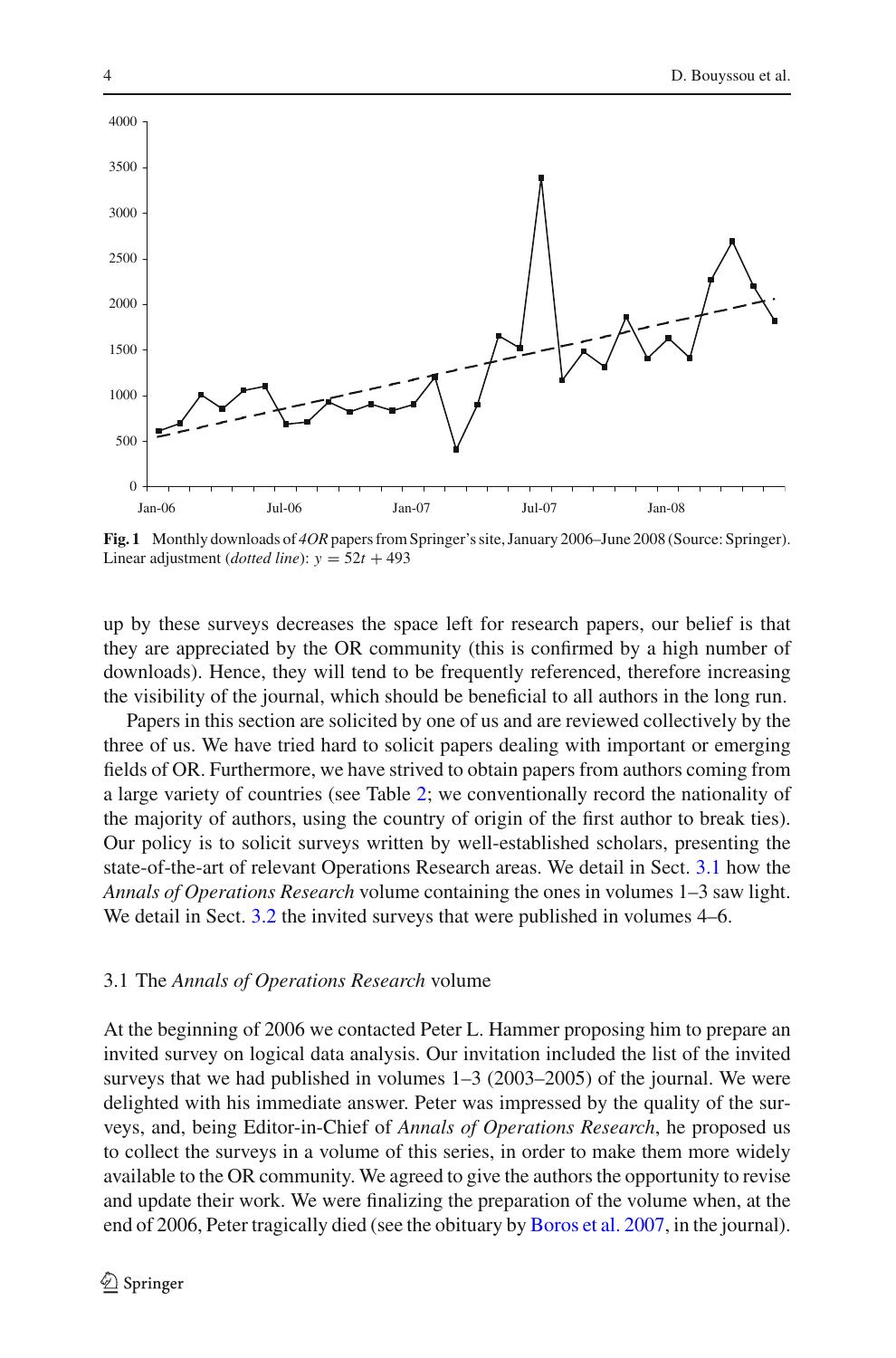**Fig. 1** Monthly downloads of *4OR* papers from Springer's site, January 2006–June 2008 (Source: Springer). Linear adjustment (*dotted line*): $y = 52t + 493$

up by these surveys decreases the space left for research papers, our belief is that they are appreciated by the OR community (this is confirmed by a high number of downloads). Hence, they will tend to be frequently referenced, therefore increasing the visibility of the journal, which should be beneficial to all authors in the long run.

Papers in this section are solicited by one of us and are reviewed collectively by the three of us. We have tried hard to solicit papers dealing with important or emerging fields of OR. Furthermore, we have strived to obtain papers from authors coming from a large variety of countries (see Table 2; we conventionally record the nationality of the majority of authors, using the country of origin of the first author to break ties). Our policy is to solicit surveys written by well-established scholars, presenting the state-of-the-art of relevant Operations Research areas. We detail in Sect. 3.1 how the *Annals of Operations Research* volume containing the ones in volumes 1–3 saw light. We detail in Sect. 3.2 the invited surveys that were published in volumes 4–6.

### 3.1 The *Annals of Operations Research* volume

At the beginning of 2006 we contacted Peter L. Hammer proposing him to prepare an invited survey on logical data analysis. Our invitation included the list of the invited surveys that we had published in volumes 1–3 (2003–2005) of the journal. We were delighted with his immediate answer. Peter was impressed by the quality of the surveys, and, being Editor-in-Chief of *Annals of Operations Research*, he proposed us to collect the surveys in a volume of this series, in order to make them more widely available to the OR community. We agreed to give the authors the opportunity to revise and update their work. We were finalizing the preparation of the volume when, at the end of 2006, Peter tragically died (see the obituary by Boros et al. 2007, in the journal).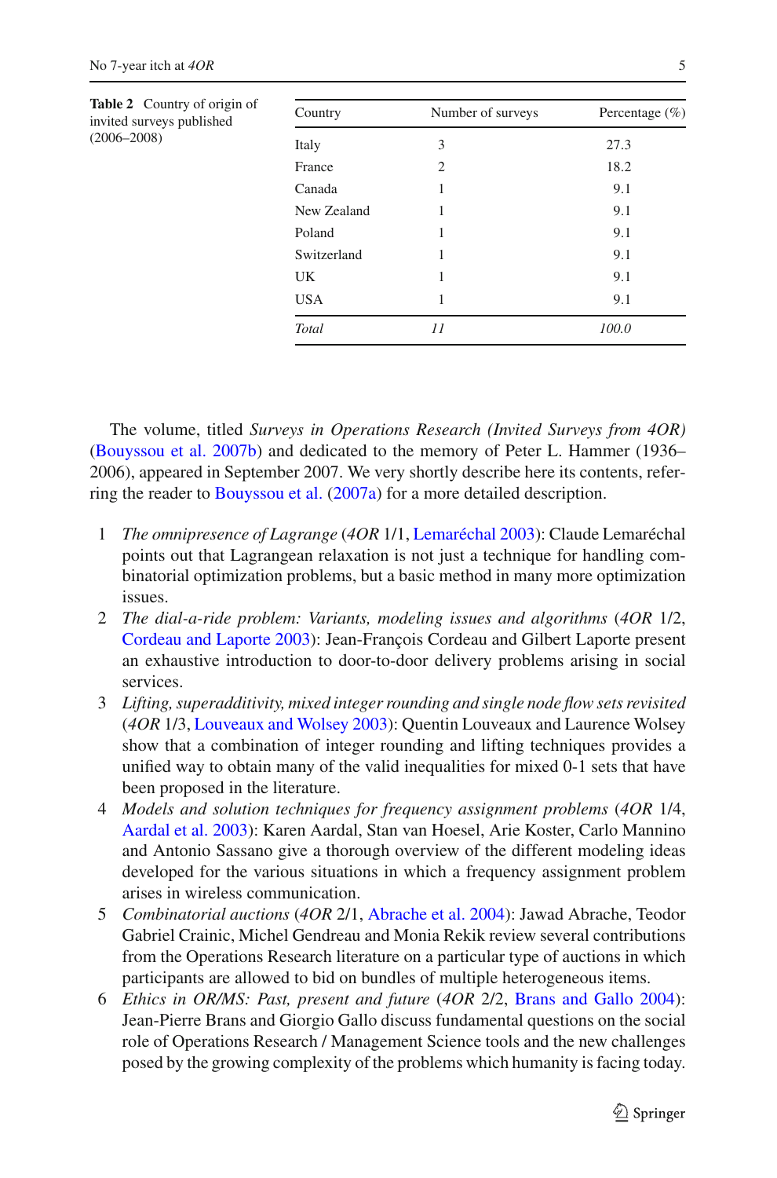**Table 2** Country of origin of invited surveys published (2006–2008)

| Country | Number of surveys | Percentage (%) |
|---|---|---|
| Italy | 3 | 27.3 |
| France | 2 | 18.2 |
| Canada | 1 | 9.1 |
| New Zealand | 1 | 9.1 |
| Poland | 1 | 9.1 |
| Switzerland | 1 | 9.1 |
| UK | 1 | 9.1 |
| USA | 1 | 9.1 |
| *Total* | *11* | *100.0* |

The volume, titled *Surveys in Operations Research (Invited Surveys from 4OR)* (Bouyssou et al. 2007b) and dedicated to the memory of Peter L. Hammer (1936–2006), appeared in September 2007. We very shortly describe here its contents, referring the reader to Bouyssou et al. (2007a) for a more detailed description.

1. *The omnipresence of Lagrange* (*4OR* 1/1, Lemaréchal 2003): Claude Lemaréchal points out that Lagrangean relaxation is not just a technique for handling combinatorial optimization problems, but a basic method in many more optimization issues.
2. *The dial-a-ride problem: Variants, modeling issues and algorithms* (*4OR* 1/2, Cordeau and Laporte 2003): Jean-François Cordeau and Gilbert Laporte present an exhaustive introduction to door-to-door delivery problems arising in social services.
3. *Lifting, superadditivity, mixed integer rounding and single node flow sets revisited* (*4OR* 1/3, Louveaux and Wolsey 2003): Quentin Louveaux and Laurence Wolsey show that a combination of integer rounding and lifting techniques provides a unified way to obtain many of the valid inequalities for mixed 0-1 sets that have been proposed in the literature.
4. *Models and solution techniques for frequency assignment problems* (*4OR* 1/4, Aardal et al. 2003): Karen Aardal, Stan van Hoesel, Arie Koster, Carlo Mannino and Antonio Sassano give a thorough overview of the different modeling ideas developed for the various situations in which a frequency assignment problem arises in wireless communication.
5. *Combinatorial auctions* (*4OR* 2/1, Abrache et al. 2004): Jawad Abrache, Teodor Gabriel Crainic, Michel Gendreau and Monia Rekik review several contributions from the Operations Research literature on a particular type of auctions in which participants are allowed to bid on bundles of multiple heterogeneous items.
6. *Ethics in OR/MS: Past, present and future* (*4OR* 2/2, Brans and Gallo 2004): Jean-Pierre Brans and Giorgio Gallo discuss fundamental questions on the social role of Operations Research / Management Science tools and the new challenges posed by the growing complexity of the problems which humanity is facing today.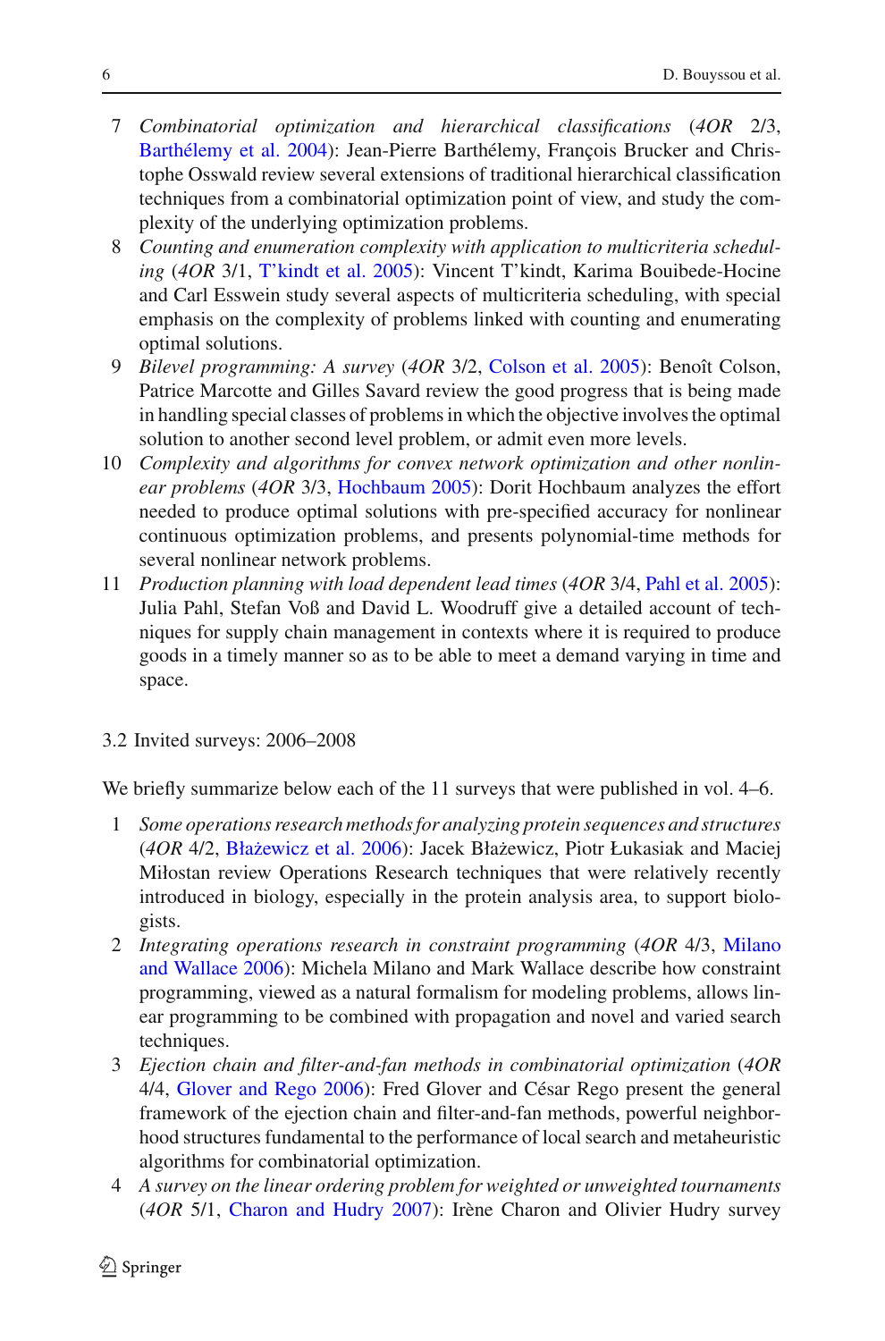7. *Combinatorial optimization and hierarchical classifications* (*4OR* 2/3, Barthélemy et al. 2004): Jean-Pierre Barthélemy, François Brucker and Christophe Osswald review several extensions of traditional hierarchical classification techniques from a combinatorial optimization point of view, and study the complexity of the underlying optimization problems.
8. *Counting and enumeration complexity with application to multicriteria scheduling* (*4OR* 3/1, T'kindt et al. 2005): Vincent T'kindt, Karima Bouibede-Hocine and Carl Esswein study several aspects of multicriteria scheduling, with special emphasis on the complexity of problems linked with counting and enumerating optimal solutions.
9. *Bilevel programming: A survey* (*4OR* 3/2, Colson et al. 2005): Benoît Colson, Patrice Marcotte and Gilles Savard review the good progress that is being made in handling special classes of problems in which the objective involves the optimal solution to another second level problem, or admit even more levels.
10. *Complexity and algorithms for convex network optimization and other nonlinear problems* (*4OR* 3/3, Hochbaum 2005): Dorit Hochbaum analyzes the effort needed to produce optimal solutions with pre-specified accuracy for nonlinear continuous optimization problems, and presents polynomial-time methods for several nonlinear network problems.
11. *Production planning with load dependent lead times* (*4OR* 3/4, Pahl et al. 2005): Julia Pahl, Stefan Voß and David L. Woodruff give a detailed account of techniques for supply chain management in contexts where it is required to produce goods in a timely manner so as to be able to meet a demand varying in time and space.

### 3.2 Invited surveys: 2006–2008

We briefly summarize below each of the 11 surveys that were published in vol. 4–6.

1. *Some operations research methods for analyzing protein sequences and structures* (*4OR* 4/2, Błażewicz et al. 2006): Jacek Błażewicz, Piotr Łukasiak and Maciej Miłostan review Operations Research techniques that were relatively recently introduced in biology, especially in the protein analysis area, to support biologists.
2. *Integrating operations research in constraint programming* (*4OR* 4/3, Milano and Wallace 2006): Michela Milano and Mark Wallace describe how constraint programming, viewed as a natural formalism for modeling problems, allows linear programming to be combined with propagation and novel and varied search techniques.
3. *Ejection chain and filter-and-fan methods in combinatorial optimization* (*4OR* 4/4, Glover and Rego 2006): Fred Glover and César Rego present the general framework of the ejection chain and filter-and-fan methods, powerful neighborhood structures fundamental to the performance of local search and metaheuristic algorithms for combinatorial optimization.
4. *A survey on the linear ordering problem for weighted or unweighted tournaments* (*4OR* 5/1, Charon and Hudry 2007): Irène Charon and Olivier Hudry survey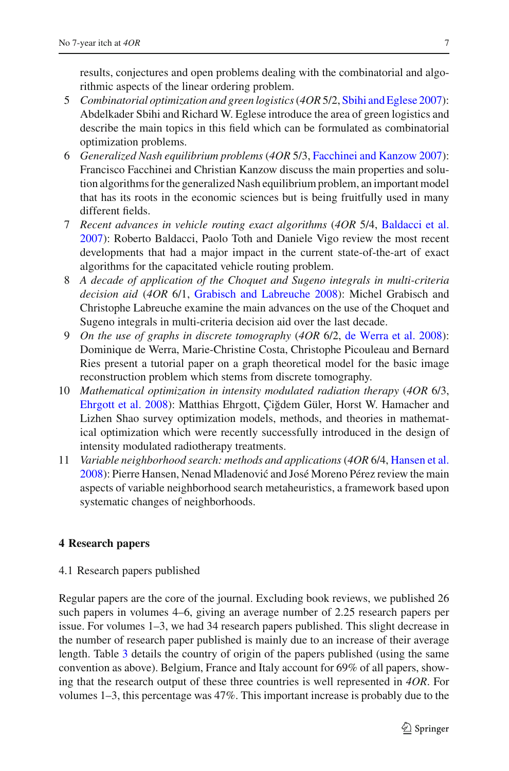results, conjectures and open problems dealing with the combinatorial and algorithmic aspects of the linear ordering problem.

5. *Combinatorial optimization and green logistics* (*4OR* 5/2, Sbihi and Eglese 2007): Abdelkader Sbihi and Richard W. Eglese introduce the area of green logistics and describe the main topics in this field which can be formulated as combinatorial optimization problems.
6. *Generalized Nash equilibrium problems* (*4OR* 5/3, Facchinei and Kanzow 2007): Francisco Facchinei and Christian Kanzow discuss the main properties and solution algorithms for the generalized Nash equilibrium problem, an important model that has its roots in the economic sciences but is being fruitfully used in many different fields.
7. *Recent advances in vehicle routing exact algorithms* (*4OR* 5/4, Baldacci et al. 2007): Roberto Baldacci, Paolo Toth and Daniele Vigo review the most recent developments that had a major impact in the current state-of-the-art of exact algorithms for the capacitated vehicle routing problem.
8. *A decade of application of the Choquet and Sugeno integrals in multi-criteria decision aid* (*4OR* 6/1, Grabisch and Labreuche 2008): Michel Grabisch and Christophe Labreuche examine the main advances on the use of the Choquet and Sugeno integrals in multi-criteria decision aid over the last decade.
9. *On the use of graphs in discrete tomography* (*4OR* 6/2, de Werra et al. 2008): Dominique de Werra, Marie-Christine Costa, Christophe Picouleau and Bernard Ries present a tutorial paper on a graph theoretical model for the basic image reconstruction problem which stems from discrete tomography.
10. *Mathematical optimization in intensity modulated radiation therapy* (*4OR* 6/3, Ehrgott et al. 2008): Matthias Ehrgott, Çiğdem Güler, Horst W. Hamacher and Lizhen Shao survey optimization models, methods, and theories in mathematical optimization which were recently successfully introduced in the design of intensity modulated radiotherapy treatments.
11. *Variable neighborhood search: methods and applications* (*4OR* 6/4, Hansen et al. 2008): Pierre Hansen, Nenad Mladenović and José Moreno Pérez review the main aspects of variable neighborhood search metaheuristics, a framework based upon systematic changes of neighborhoods.

## 4 Research papers

### 4.1 Research papers published

Regular papers are the core of the journal. Excluding book reviews, we published 26 such papers in volumes 4–6, giving an average number of 2.25 research papers per issue. For volumes 1–3, we had 34 research papers published. This slight decrease in the number of research paper published is mainly due to an increase of their average length. Table 3 details the country of origin of the papers published (using the same convention as above). Belgium, France and Italy account for 69% of all papers, showing that the research output of these three countries is well represented in *4OR*. For volumes 1–3, this percentage was 47%. This important increase is probably due to the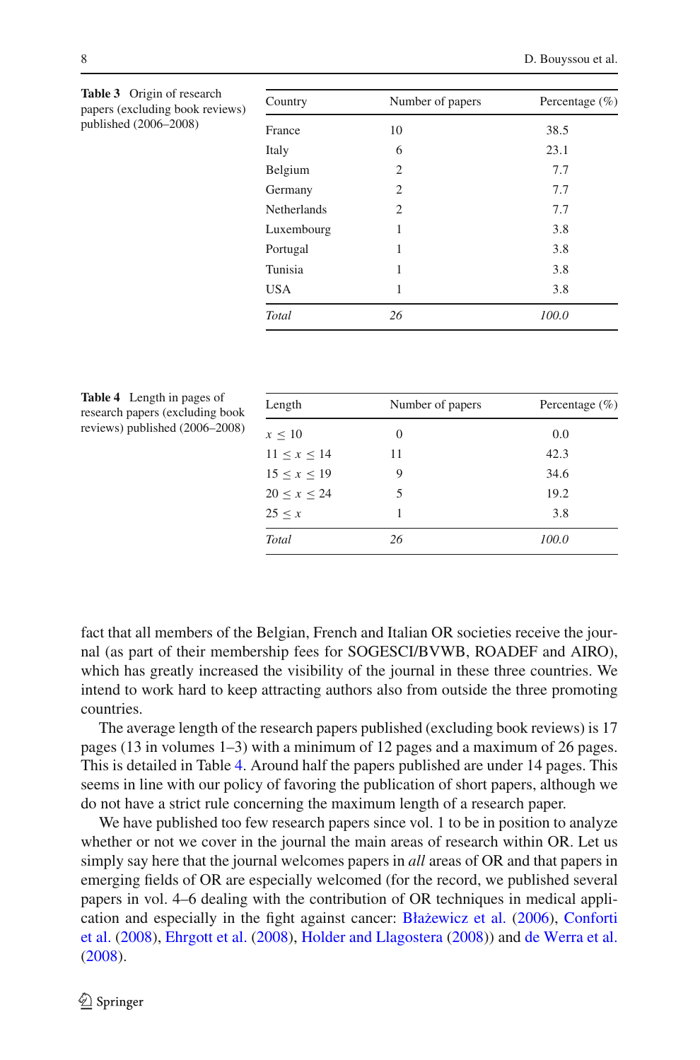**Table 3** Origin of research papers (excluding book reviews) published (2006–2008)

| Country | Number of papers | Percentage (%) |
| --- | --- | --- |
| France | 10 | 38.5 |
| Italy | 6 | 23.1 |
| Belgium | 2 | 7.7 |
| Germany | 2 | 7.7 |
| Netherlands | 2 | 7.7 |
| Luxembourg | 1 | 3.8 |
| Portugal | 1 | 3.8 |
| Tunisia | 1 | 3.8 |
| USA | 1 | 3.8 |
| *Total* | *26* | *100.0* |

**Table 4** Length in pages of research papers (excluding book reviews) published (2006–2008)

| Length | Number of papers | Percentage (%) |
| --- | --- | --- |
| $x \leq 10$ | 0 | 0.0 |
| $11 \leq x \leq 14$ | 11 | 42.3 |
| $15 \leq x \leq 19$ | 9 | 34.6 |
| $20 \leq x \leq 24$ | 5 | 19.2 |
| $25 \leq x$ | 1 | 3.8 |
| *Total* | *26* | *100.0* |

fact that all members of the Belgian, French and Italian OR societies receive the journal (as part of their membership fees for SOGESCI/BVWB, ROADEF and AIRO), which has greatly increased the visibility of the journal in these three countries. We intend to work hard to keep attracting authors also from outside the three promoting countries.

The average length of the research papers published (excluding book reviews) is 17 pages (13 in volumes 1–3) with a minimum of 12 pages and a maximum of 26 pages. This is detailed in Table 4. Around half the papers published are under 14 pages. This seems in line with our policy of favoring the publication of short papers, although we do not have a strict rule concerning the maximum length of a research paper.

We have published too few research papers since vol. 1 to be in position to analyze whether or not we cover in the journal the main areas of research within OR. Let us simply say here that the journal welcomes papers in *all* areas of OR and that papers in emerging fields of OR are especially welcomed (for the record, we published several papers in vol. 4–6 dealing with the contribution of OR techniques in medical application and especially in the fight against cancer: Błażewicz et al. (2006), Conforti et al. (2008), Ehrgott et al. (2008), Holder and Llagostera (2008)) and de Werra et al. (2008).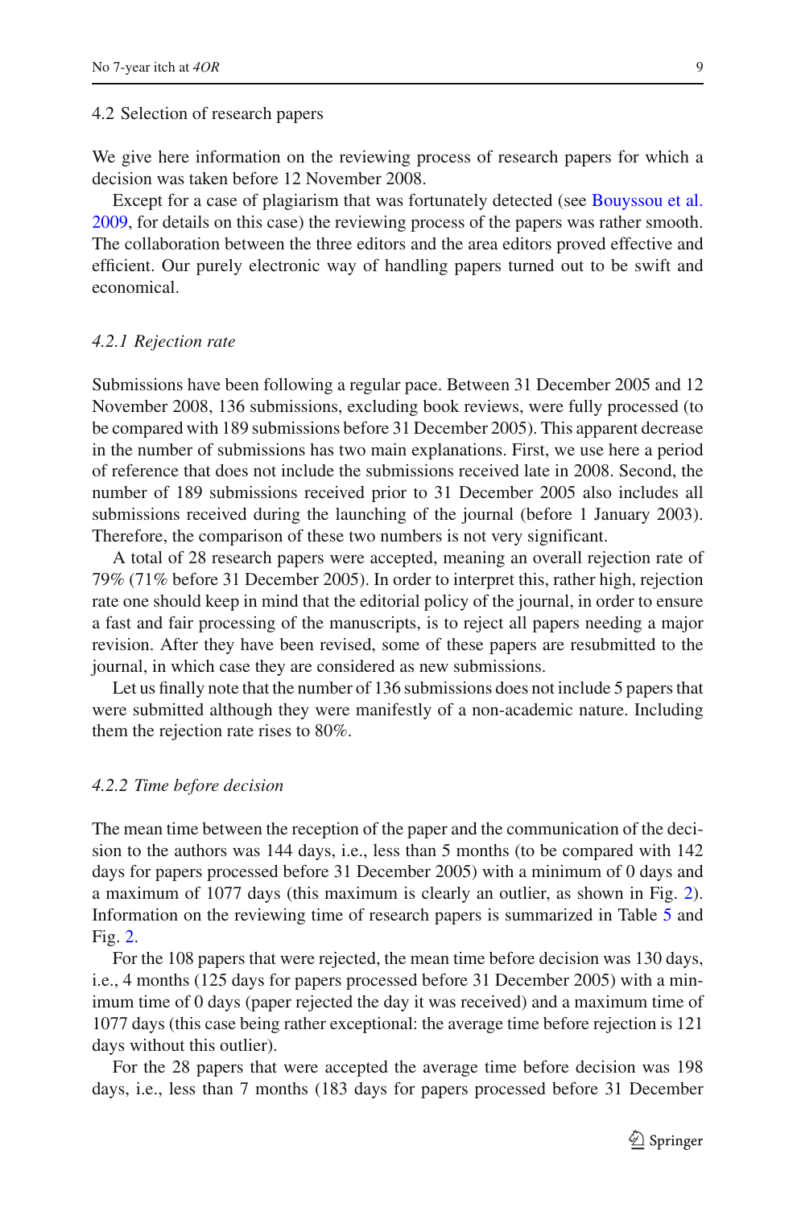### 4.2 Selection of research papers

We give here information on the reviewing process of research papers for which a decision was taken before 12 November 2008.

Except for a case of plagiarism that was fortunately detected (see Bouyssou et al. 2009, for details on this case) the reviewing process of the papers was rather smooth. The collaboration between the three editors and the area editors proved effective and efficient. Our purely electronic way of handling papers turned out to be swift and economical.

#### *4.2.1 Rejection rate*

Submissions have been following a regular pace. Between 31 December 2005 and 12 November 2008, 136 submissions, excluding book reviews, were fully processed (to be compared with 189 submissions before 31 December 2005). This apparent decrease in the number of submissions has two main explanations. First, we use here a period of reference that does not include the submissions received late in 2008. Second, the number of 189 submissions received prior to 31 December 2005 also includes all submissions received during the launching of the journal (before 1 January 2003). Therefore, the comparison of these two numbers is not very significant.

A total of 28 research papers were accepted, meaning an overall rejection rate of 79% (71% before 31 December 2005). In order to interpret this, rather high, rejection rate one should keep in mind that the editorial policy of the journal, in order to ensure a fast and fair processing of the manuscripts, is to reject all papers needing a major revision. After they have been revised, some of these papers are resubmitted to the journal, in which case they are considered as new submissions.

Let us finally note that the number of 136 submissions does not include 5 papers that were submitted although they were manifestly of a non-academic nature. Including them the rejection rate rises to 80%.

#### *4.2.2 Time before decision*

The mean time between the reception of the paper and the communication of the decision to the authors was 144 days, i.e., less than 5 months (to be compared with 142 days for papers processed before 31 December 2005) with a minimum of 0 days and a maximum of 1077 days (this maximum is clearly an outlier, as shown in Fig. 2). Information on the reviewing time of research papers is summarized in Table 5 and Fig. 2.

For the 108 papers that were rejected, the mean time before decision was 130 days, i.e., 4 months (125 days for papers processed before 31 December 2005) with a minimum time of 0 days (paper rejected the day it was received) and a maximum time of 1077 days (this case being rather exceptional: the average time before rejection is 121 days without this outlier).

For the 28 papers that were accepted the average time before decision was 198 days, i.e., less than 7 months (183 days for papers processed before 31 December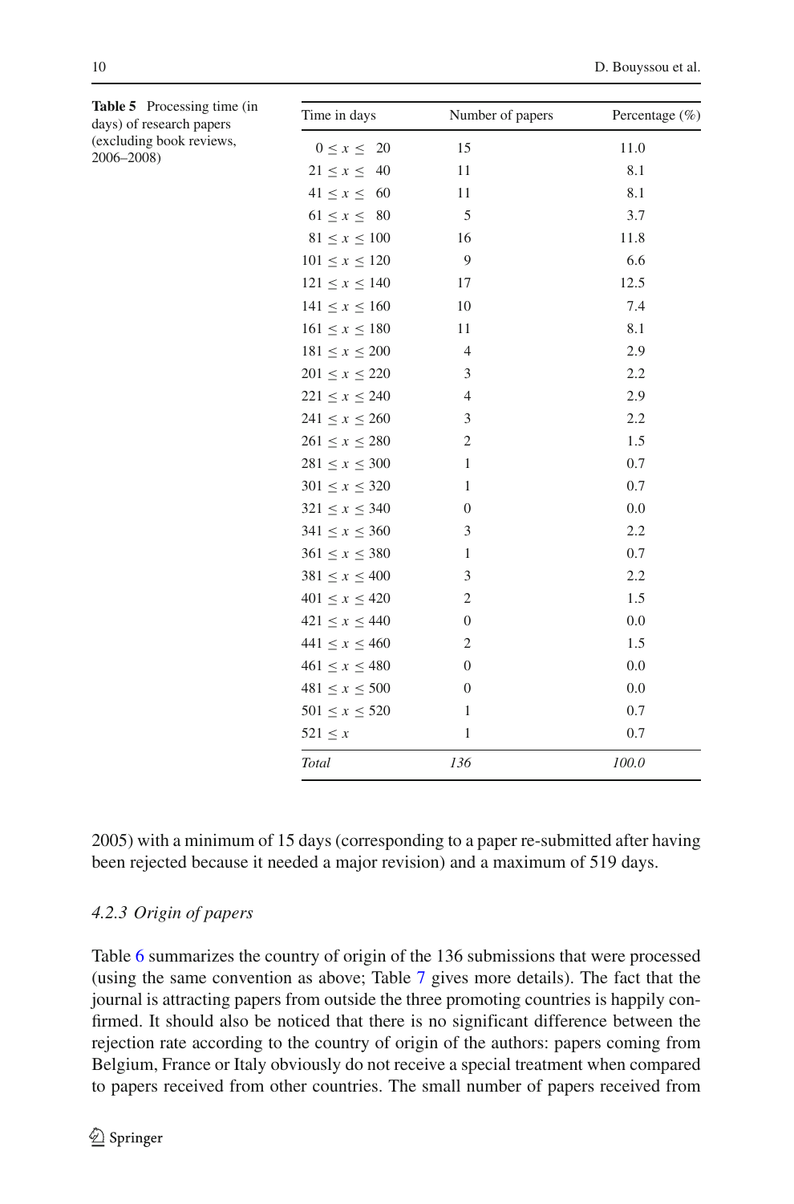**Table 5** Processing time (in days) of research papers (excluding book reviews, 2006–2008)

| Time in days | Number of papers | Percentage (%) |
|---|---|---|
| $0 \leq x \leq 20$ | 15 | 11.0 |
| $21 \leq x \leq 40$ | 11 | 8.1 |
| $41 \leq x \leq 60$ | 11 | 8.1 |
| $61 \leq x \leq 80$ | 5 | 3.7 |
| $81 \leq x \leq 100$ | 16 | 11.8 |
| $101 \leq x \leq 120$ | 9 | 6.6 |
| $121 \leq x \leq 140$ | 17 | 12.5 |
| $141 \leq x \leq 160$ | 10 | 7.4 |
| $161 \leq x \leq 180$ | 11 | 8.1 |
| $181 \leq x \leq 200$ | 4 | 2.9 |
| $201 \leq x \leq 220$ | 3 | 2.2 |
| $221 \leq x \leq 240$ | 4 | 2.9 |
| $241 \leq x \leq 260$ | 3 | 2.2 |
| $261 \leq x \leq 280$ | 2 | 1.5 |
| $281 \leq x \leq 300$ | 1 | 0.7 |
| $301 \leq x \leq 320$ | 1 | 0.7 |
| $321 \leq x \leq 340$ | 0 | 0.0 |
| $341 \leq x \leq 360$ | 3 | 2.2 |
| $361 \leq x \leq 380$ | 1 | 0.7 |
| $381 \leq x \leq 400$ | 3 | 2.2 |
| $401 \leq x \leq 420$ | 2 | 1.5 |
| $421 \leq x \leq 440$ | 0 | 0.0 |
| $441 \leq x \leq 460$ | 2 | 1.5 |
| $461 \leq x \leq 480$ | 0 | 0.0 |
| $481 \leq x \leq 500$ | 0 | 0.0 |
| $501 \leq x \leq 520$ | 1 | 0.7 |
| $521 \leq x$ | 1 | 0.7 |
| *Total* | *136* | *100.0* |

2005) with a minimum of 15 days (corresponding to a paper re-submitted after having been rejected because it needed a major revision) and a maximum of 519 days.

### *4.2.3 Origin of papers*

Table 6 summarizes the country of origin of the 136 submissions that were processed (using the same convention as above; Table 7 gives more details). The fact that the journal is attracting papers from outside the three promoting countries is happily confirmed. It should also be noticed that there is no significant difference between the rejection rate according to the country of origin of the authors: papers coming from Belgium, France or Italy obviously do not receive a special treatment when compared to papers received from other countries. The small number of papers received from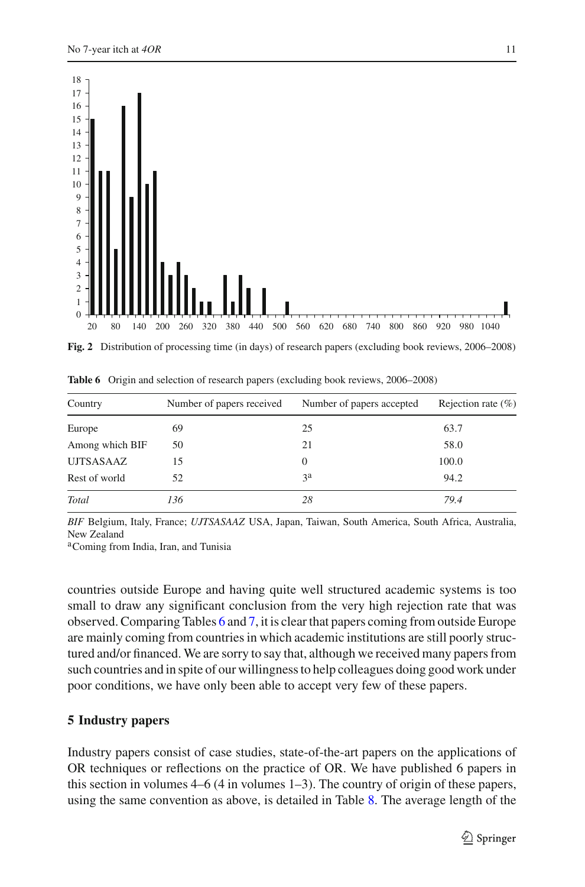Fig. 2 Distribution of processing time (in days) of research papers (excluding book reviews, 2006–2008)

**Table 6** Origin and selection of research papers (excluding book reviews, 2006–2008)

| Country | Number of papers received | Number of papers accepted | Rejection rate (%) |
|---|---|---|---|
| Europe | 69 | 25 | 63.7 |
| Among which BIF | 50 | 21 | 58.0 |
| UJTSASAAZ | 15 | 0 | 100.0 |
| Rest of world | 52 | 3[a] | 94.2 |
| *Total* | *136* | *28* | *79.4* |

*BIF* Belgium, Italy, France; *UJTSASAAZ* USA, Japan, Taiwan, South America, South Africa, Australia, New Zealand
[a]Coming from India, Iran, and Tunisia

countries outside Europe and having quite well structured academic systems is too small to draw any significant conclusion from the very high rejection rate that was observed. Comparing Tables 6 and 7, it is clear that papers coming from outside Europe are mainly coming from countries in which academic institutions are still poorly structured and/or financed. We are sorry to say that, although we received many papers from such countries and in spite of our willingness to help colleagues doing good work under poor conditions, we have only been able to accept very few of these papers.

## 5 Industry papers

Industry papers consist of case studies, state-of-the-art papers on the applications of OR techniques or reflections on the practice of OR. We have published 6 papers in this section in volumes 4–6 (4 in volumes 1–3). The country of origin of these papers, using the same convention as above, is detailed in Table 8. The average length of the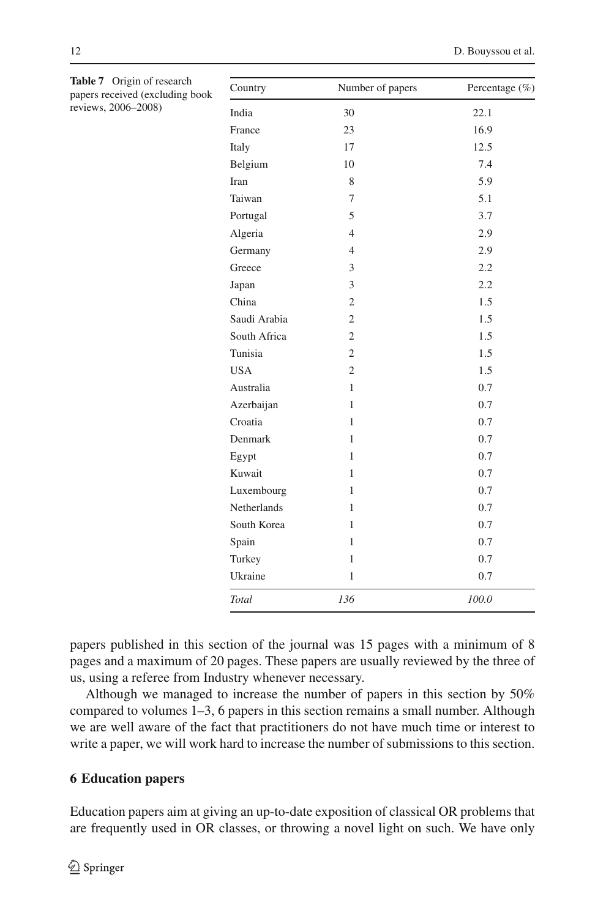**Table 7** Origin of research papers received (excluding book reviews, 2006–2008)

| Country | Number of papers | Percentage (%) |
|---|---|---|
| India | 30 | 22.1 |
| France | 23 | 16.9 |
| Italy | 17 | 12.5 |
| Belgium | 10 | 7.4 |
| Iran | 8 | 5.9 |
| Taiwan | 7 | 5.1 |
| Portugal | 5 | 3.7 |
| Algeria | 4 | 2.9 |
| Germany | 4 | 2.9 |
| Greece | 3 | 2.2 |
| Japan | 3 | 2.2 |
| China | 2 | 1.5 |
| Saudi Arabia | 2 | 1.5 |
| South Africa | 2 | 1.5 |
| Tunisia | 2 | 1.5 |
| USA | 2 | 1.5 |
| Australia | 1 | 0.7 |
| Azerbaijan | 1 | 0.7 |
| Croatia | 1 | 0.7 |
| Denmark | 1 | 0.7 |
| Egypt | 1 | 0.7 |
| Kuwait | 1 | 0.7 |
| Luxembourg | 1 | 0.7 |
| Netherlands | 1 | 0.7 |
| South Korea | 1 | 0.7 |
| Spain | 1 | 0.7 |
| Turkey | 1 | 0.7 |
| Ukraine | 1 | 0.7 |
| *Total* | *136* | *100.0* |

papers published in this section of the journal was 15 pages with a minimum of 8 pages and a maximum of 20 pages. These papers are usually reviewed by the three of us, using a referee from Industry whenever necessary.

Although we managed to increase the number of papers in this section by 50% compared to volumes 1–3, 6 papers in this section remains a small number. Although we are well aware of the fact that practitioners do not have much time or interest to write a paper, we will work hard to increase the number of submissions to this section.

## 6 Education papers

Education papers aim at giving an up-to-date exposition of classical OR problems that are frequently used in OR classes, or throwing a novel light on such. We have only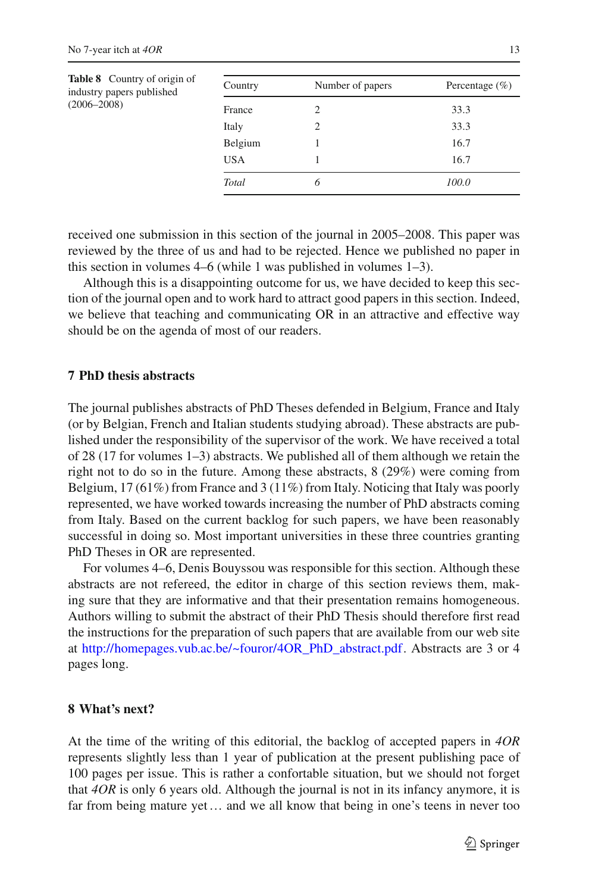**Table 8** Country of origin of industry papers published (2006–2008)

| Country | Number of papers | Percentage (%) |
|---|---|---|
| France | 2 | 33.3 |
| Italy | 2 | 33.3 |
| Belgium | 1 | 16.7 |
| USA | 1 | 16.7 |
| *Total* | *6* | *100.0* |

received one submission in this section of the journal in 2005–2008. This paper was reviewed by the three of us and had to be rejected. Hence we published no paper in this section in volumes 4–6 (while 1 was published in volumes 1–3).

Although this is a disappointing outcome for us, we have decided to keep this section of the journal open and to work hard to attract good papers in this section. Indeed, we believe that teaching and communicating OR in an attractive and effective way should be on the agenda of most of our readers.

## 7 PhD thesis abstracts

The journal publishes abstracts of PhD Theses defended in Belgium, France and Italy (or by Belgian, French and Italian students studying abroad). These abstracts are published under the responsibility of the supervisor of the work. We have received a total of 28 (17 for volumes 1–3) abstracts. We published all of them although we retain the right not to do so in the future. Among these abstracts, 8 (29%) were coming from Belgium, 17 (61%) from France and 3 (11%) from Italy. Noticing that Italy was poorly represented, we have worked towards increasing the number of PhD abstracts coming from Italy. Based on the current backlog for such papers, we have been reasonably successful in doing so. Most important universities in these three countries granting PhD Theses in OR are represented.

For volumes 4–6, Denis Bouyssou was responsible for this section. Although these abstracts are not refereed, the editor in charge of this section reviews them, making sure that they are informative and that their presentation remains homogeneous. Authors willing to submit the abstract of their PhD Thesis should therefore first read the instructions for the preparation of such papers that are available from our web site at http://homepages.vub.ac.be/~fouror/4OR_PhD_abstract.pdf. Abstracts are 3 or 4 pages long.

## 8 What's next?

At the time of the writing of this editorial, the backlog of accepted papers in *4OR* represents slightly less than 1 year of publication at the present publishing pace of 100 pages per issue. This is rather a confortable situation, but we should not forget that *4OR* is only 6 years old. Although the journal is not in its infancy anymore, it is far from being mature yet… and we all know that being in one's teens in never too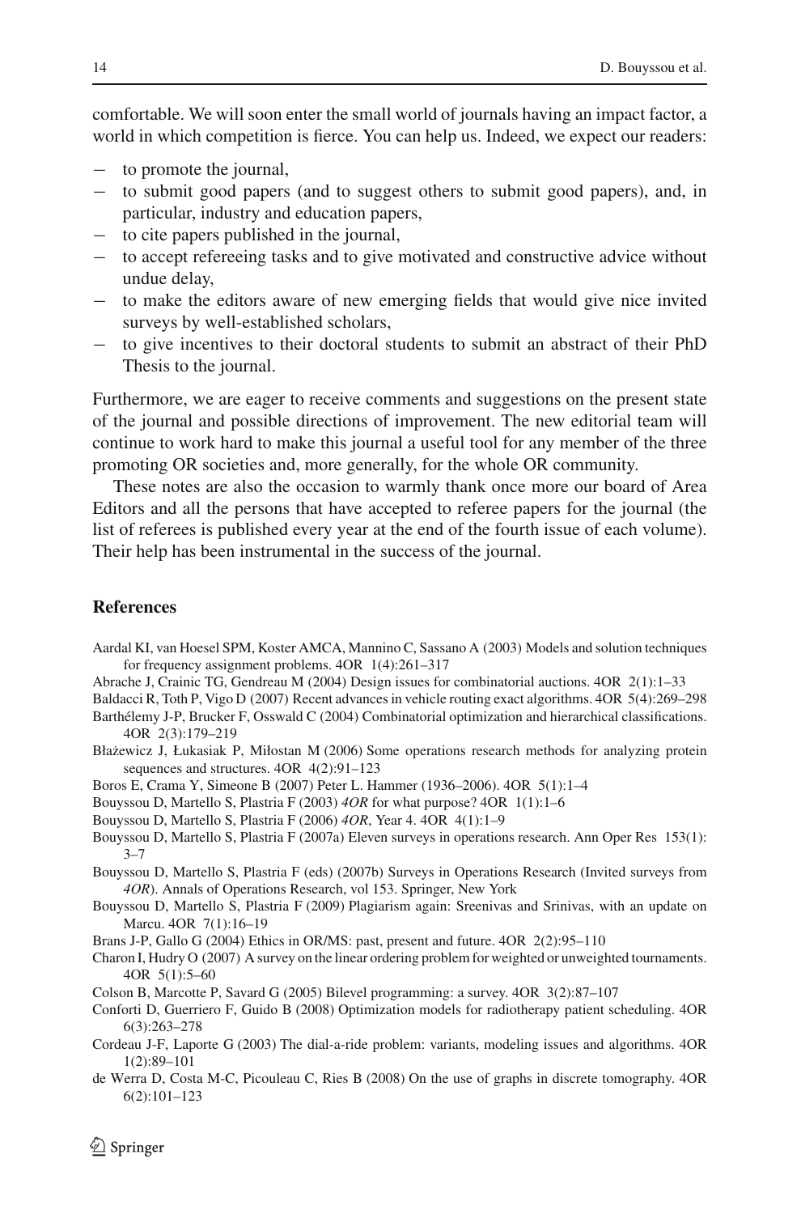comfortable. We will soon enter the small world of journals having an impact factor, a world in which competition is fierce. You can help us. Indeed, we expect our readers:

- to promote the journal,
- to submit good papers (and to suggest others to submit good papers), and, in particular, industry and education papers,
- to cite papers published in the journal,
- to accept refereeing tasks and to give motivated and constructive advice without undue delay,
- to make the editors aware of new emerging fields that would give nice invited surveys by well-established scholars,
- to give incentives to their doctoral students to submit an abstract of their PhD Thesis to the journal.

Furthermore, we are eager to receive comments and suggestions on the present state of the journal and possible directions of improvement. The new editorial team will continue to work hard to make this journal a useful tool for any member of the three promoting OR societies and, more generally, for the whole OR community.

These notes are also the occasion to warmly thank once more our board of Area Editors and all the persons that have accepted to referee papers for the journal (the list of referees is published every year at the end of the fourth issue of each volume). Their help has been instrumental in the success of the journal.

## References

Aardal KI, van Hoesel SPM, Koster AMCA, Mannino C, Sassano A (2003) Models and solution techniques for frequency assignment problems. 4OR 1(4):261–317

Abrache J, Crainic TG, Gendreau M (2004) Design issues for combinatorial auctions. 4OR 2(1):1–33

Baldacci R, Toth P, Vigo D (2007) Recent advances in vehicle routing exact algorithms. 4OR 5(4):269–298

Barthélemy J-P, Brucker F, Osswald C (2004) Combinatorial optimization and hierarchical classifications. 4OR 2(3):179–219

Błażewicz J, Łukasiak P, Miłostan M (2006) Some operations research methods for analyzing protein sequences and structures. 4OR 4(2):91–123

Boros E, Crama Y, Simeone B (2007) Peter L. Hammer (1936–2006). 4OR 5(1):1–4

Bouyssou D, Martello S, Plastria F (2003) *4OR* for what purpose? 4OR 1(1):1–6

Bouyssou D, Martello S, Plastria F (2006) *4OR*, Year 4. 4OR 4(1):1–9

Bouyssou D, Martello S, Plastria F (2007a) Eleven surveys in operations research. Ann Oper Res 153(1): 3–7

Bouyssou D, Martello S, Plastria F (eds) (2007b) Surveys in Operations Research (Invited surveys from *4OR*). Annals of Operations Research, vol 153. Springer, New York

Bouyssou D, Martello S, Plastria F (2009) Plagiarism again: Sreenivas and Srinivas, with an update on Marcu. 4OR 7(1):16–19

Brans J-P, Gallo G (2004) Ethics in OR/MS: past, present and future. 4OR 2(2):95–110

Charon I, Hudry O (2007) A survey on the linear ordering problem for weighted or unweighted tournaments. 4OR 5(1):5–60

Colson B, Marcotte P, Savard G (2005) Bilevel programming: a survey. 4OR 3(2):87–107

Conforti D, Guerriero F, Guido B (2008) Optimization models for radiotherapy patient scheduling. 4OR 6(3):263–278

Cordeau J-F, Laporte G (2003) The dial-a-ride problem: variants, modeling issues and algorithms. 4OR 1(2):89–101

de Werra D, Costa M-C, Picouleau C, Ries B (2008) On the use of graphs in discrete tomography. 4OR 6(2):101–123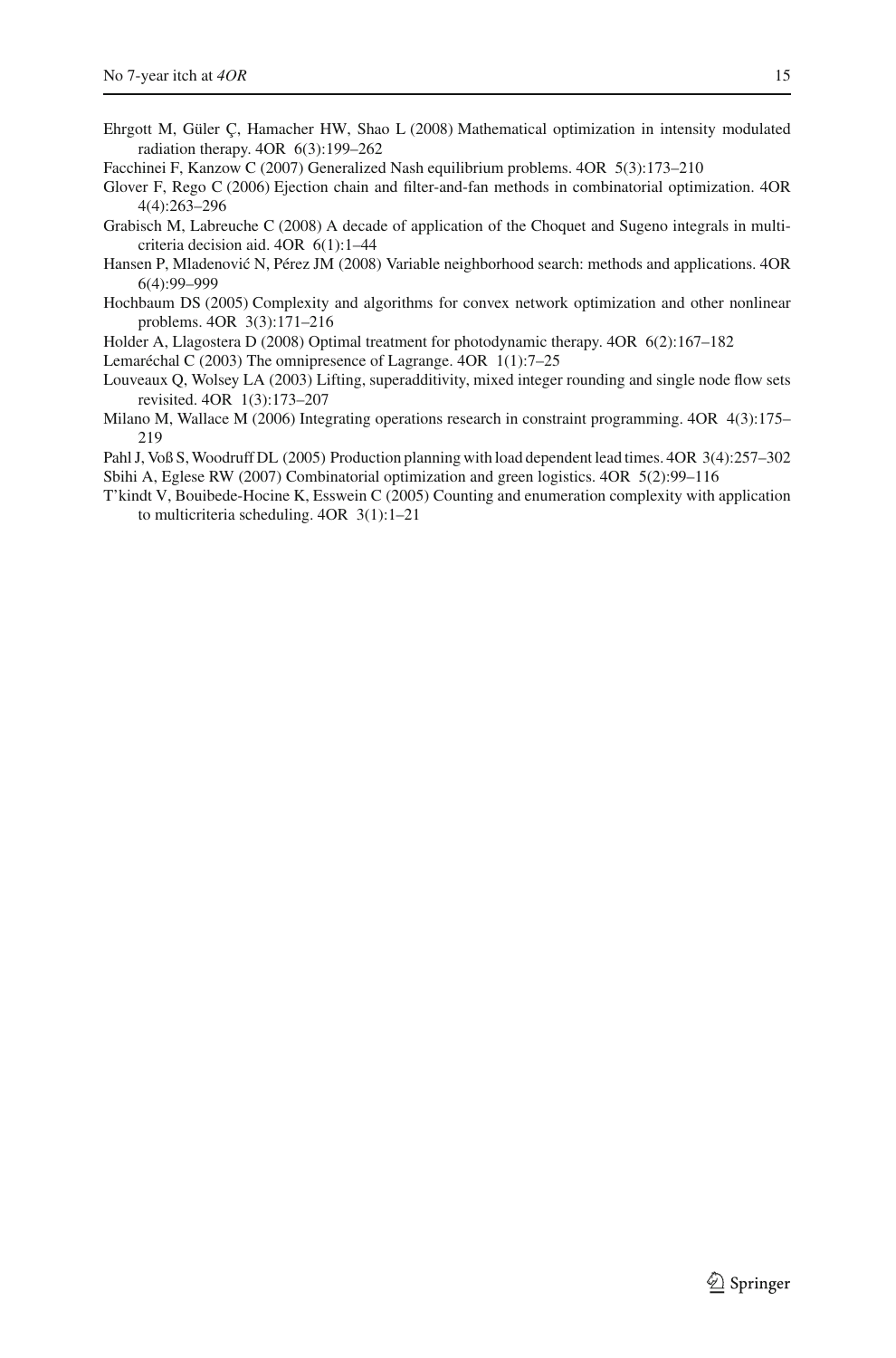Ehrgott M, Güler Ç, Hamacher HW, Shao L (2008) Mathematical optimization in intensity modulated radiation therapy. 4OR 6(3):199–262

Facchinei F, Kanzow C (2007) Generalized Nash equilibrium problems. 4OR 5(3):173–210

Glover F, Rego C (2006) Ejection chain and filter-and-fan methods in combinatorial optimization. 4OR 4(4):263–296

Grabisch M, Labreuche C (2008) A decade of application of the Choquet and Sugeno integrals in multi-criteria decision aid. 4OR 6(1):1–44

Hansen P, Mladenović N, Pérez JM (2008) Variable neighborhood search: methods and applications. 4OR 6(4):99–999

Hochbaum DS (2005) Complexity and algorithms for convex network optimization and other nonlinear problems. 4OR 3(3):171–216

Holder A, Llagostera D (2008) Optimal treatment for photodynamic therapy. 4OR 6(2):167–182

Lemaréchal C (2003) The omnipresence of Lagrange. 4OR 1(1):7–25

Louveaux Q, Wolsey LA (2003) Lifting, superadditivity, mixed integer rounding and single node flow sets revisited. 4OR 1(3):173–207

Milano M, Wallace M (2006) Integrating operations research in constraint programming. 4OR 4(3):175–219

Pahl J, Voß S, Woodruff DL (2005) Production planning with load dependent lead times. 4OR 3(4):257–302

Sbihi A, Eglese RW (2007) Combinatorial optimization and green logistics. 4OR 5(2):99–116

T'kindt V, Bouibede-Hocine K, Esswein C (2005) Counting and enumeration complexity with application to multicriteria scheduling. 4OR 3(1):1–21